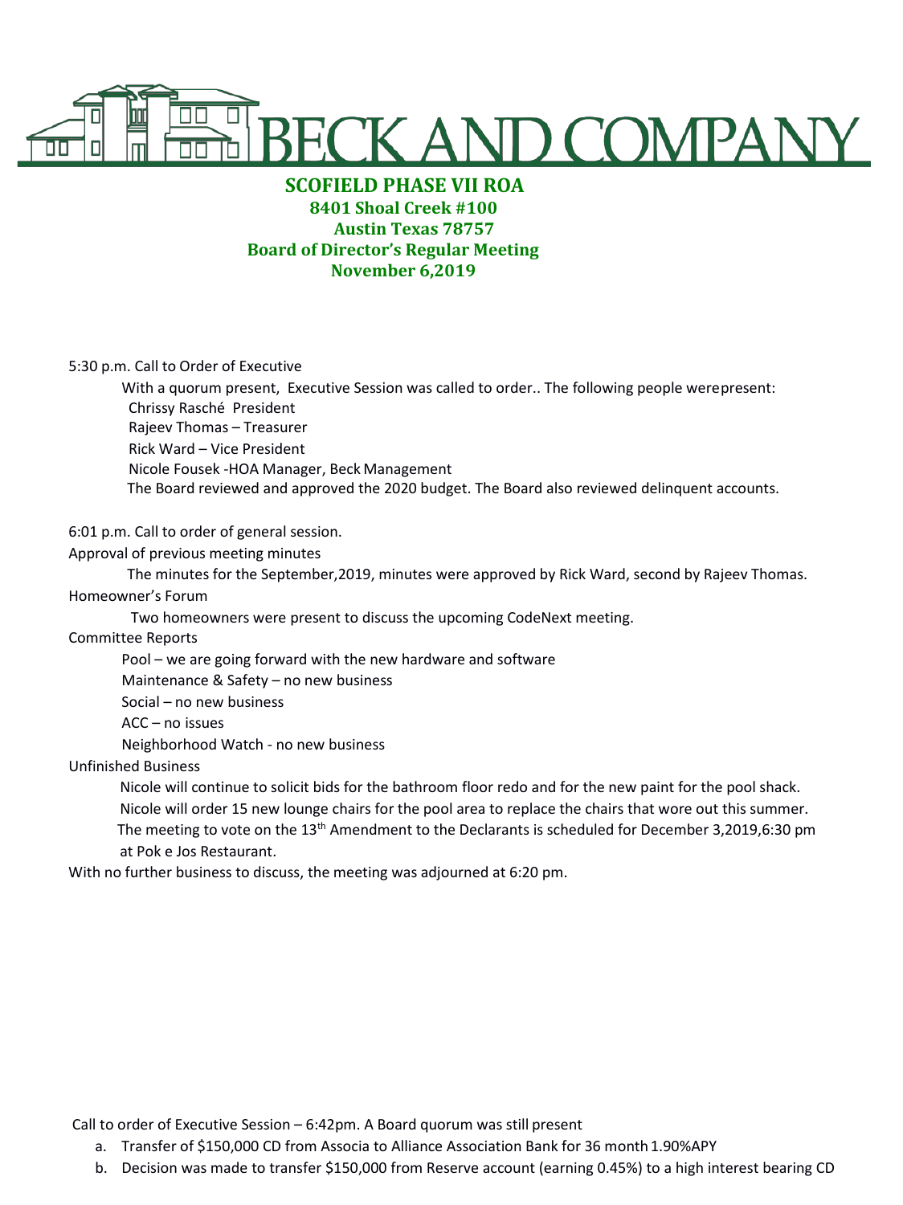# BECK AND COMPANY

**SCOFIELD PHASE VII ROA**
**8401 Shoal Creek #100**
**Austin Texas 78757**
**Board of Director's Regular Meeting**
**November 6,2019**

5:30 p.m. Call to Order of Executive

With a quorum present, Executive Session was called to order.. The following people werepresent:
Chrissy Rasché President
Rajeev Thomas – Treasurer
Rick Ward – Vice President
Nicole Fousek -HOA Manager, Beck Management
The Board reviewed and approved the 2020 budget. The Board also reviewed delinquent accounts.

6:01 p.m. Call to order of general session.

Approval of previous meeting minutes

The minutes for the September,2019, minutes were approved by Rick Ward, second by Rajeev Thomas.

Homeowner's Forum

Two homeowners were present to discuss the upcoming CodeNext meeting.

Committee Reports

Pool – we are going forward with the new hardware and software
Maintenance & Safety – no new business
Social – no new business
ACC – no issues
Neighborhood Watch - no new business

Unfinished Business

Nicole will continue to solicit bids for the bathroom floor redo and for the new paint for the pool shack.
Nicole will order 15 new lounge chairs for the pool area to replace the chairs that wore out this summer.
The meeting to vote on the 13th Amendment to the Declarants is scheduled for December 3,2019,6:30 pm at Pok e Jos Restaurant.

With no further business to discuss, the meeting was adjourned at 6:20 pm.

Call to order of Executive Session – 6:42pm. A Board quorum was still present

a. Transfer of $150,000 CD from Associa to Alliance Association Bank for 36 month 1.90%APY
b. Decision was made to transfer $150,000 from Reserve account (earning 0.45%) to a high interest bearing CD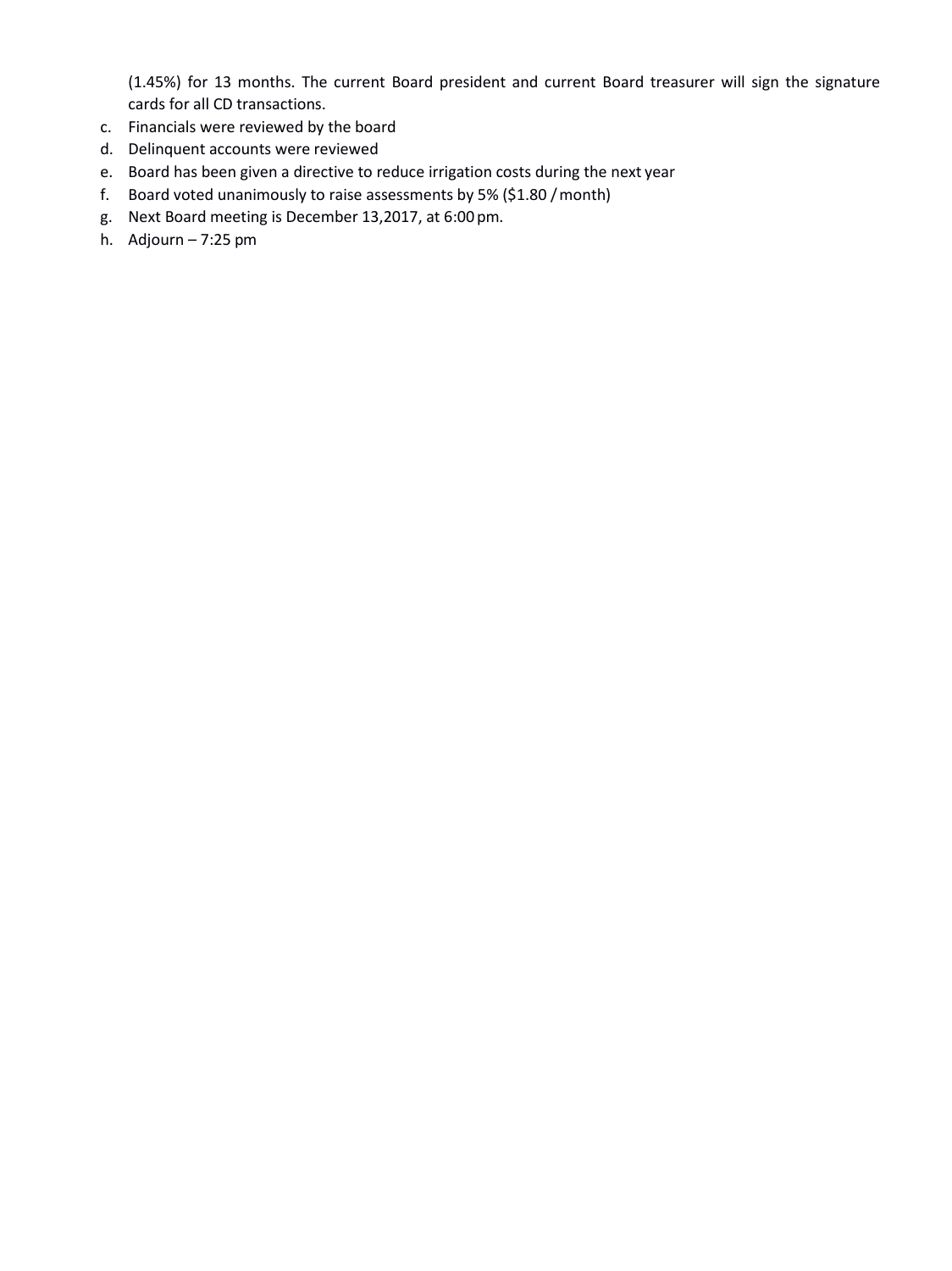(1.45%) for 13 months. The current Board president and current Board treasurer will sign the signature cards for all CD transactions.

c. Financials were reviewed by the board
d. Delinquent accounts were reviewed
e. Board has been given a directive to reduce irrigation costs during the next year
f. Board voted unanimously to raise assessments by 5% ($1.80 / month)
g. Next Board meeting is December 13,2017, at 6:00 pm.
h. Adjourn – 7:25 pm